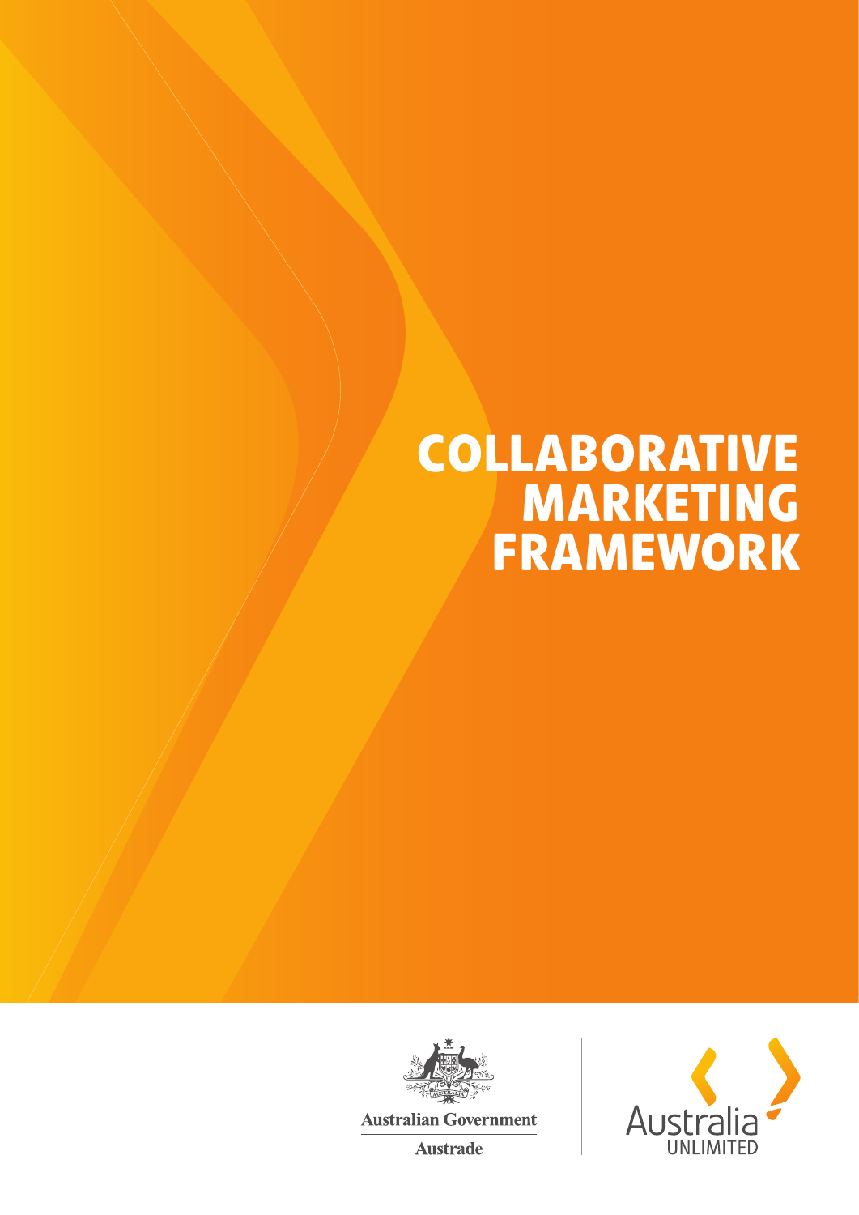# COLLABORATIVE MARKETING FRAMEWORK

Australian Government

Austrade

Australia UNLIMITED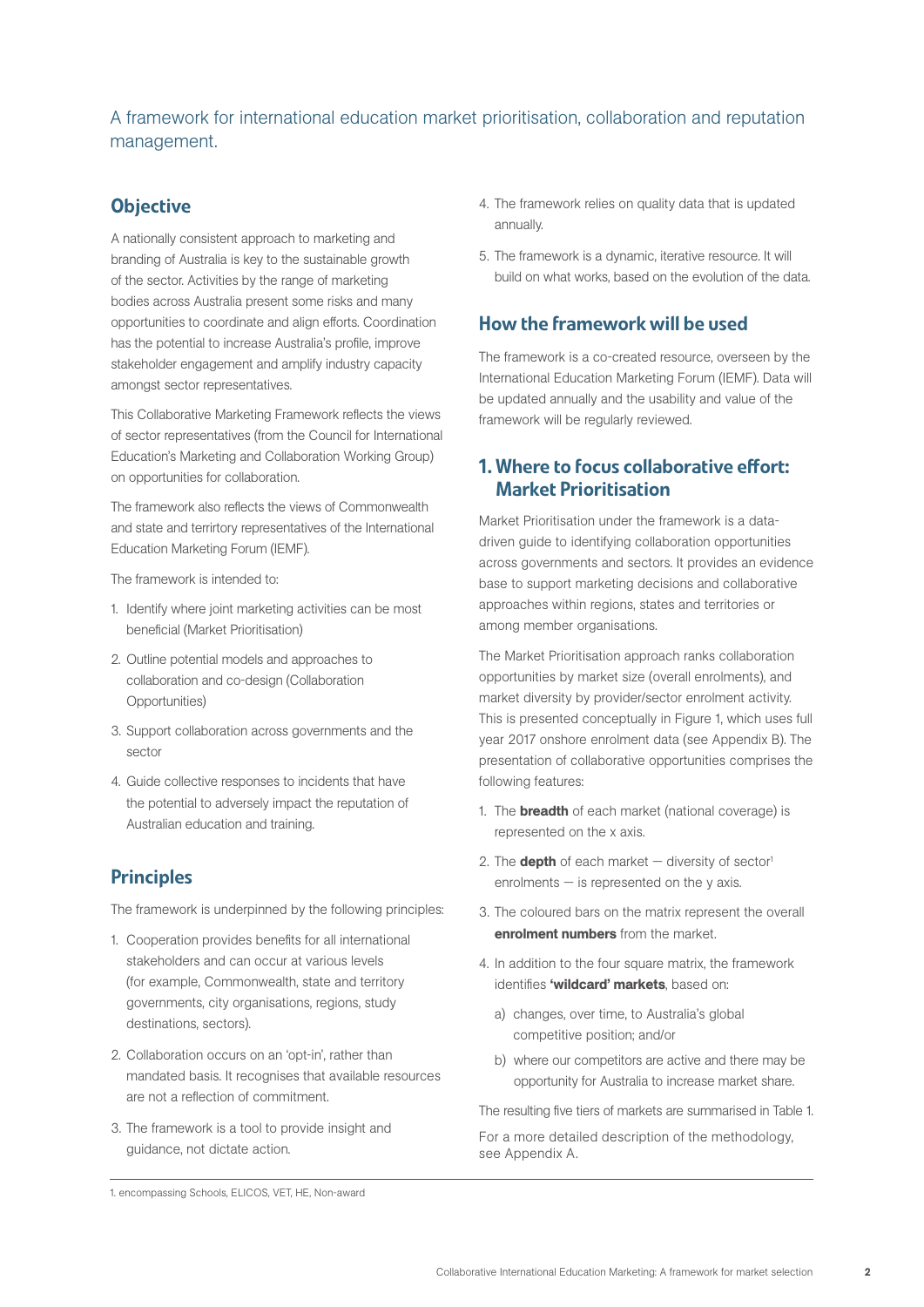A framework for international education market prioritisation, collaboration and reputation management.

## Objective

A nationally consistent approach to marketing and branding of Australia is key to the sustainable growth of the sector. Activities by the range of marketing bodies across Australia present some risks and many opportunities to coordinate and align efforts. Coordination has the potential to increase Australia's profile, improve stakeholder engagement and amplify industry capacity amongst sector representatives.

This Collaborative Marketing Framework reflects the views of sector representatives (from the Council for International Education's Marketing and Collaboration Working Group) on opportunities for collaboration.

The framework also reflects the views of Commonwealth and state and terrirtory representatives of the International Education Marketing Forum (IEMF).

The framework is intended to:

1. Identify where joint marketing activities can be most beneficial (Market Prioritisation)
2. Outline potential models and approaches to collaboration and co-design (Collaboration Opportunities)
3. Support collaboration across governments and the sector
4. Guide collective responses to incidents that have the potential to adversely impact the reputation of Australian education and training.

## Principles

The framework is underpinned by the following principles:

1. Cooperation provides benefits for all international stakeholders and can occur at various levels (for example, Commonwealth, state and territory governments, city organisations, regions, study destinations, sectors).
2. Collaboration occurs on an 'opt-in', rather than mandated basis. It recognises that available resources are not a reflection of commitment.
3. The framework is a tool to provide insight and guidance, not dictate action.
4. The framework relies on quality data that is updated annually.
5. The framework is a dynamic, iterative resource. It will build on what works, based on the evolution of the data.

## How the framework will be used

The framework is a co-created resource, overseen by the International Education Marketing Forum (IEMF). Data will be updated annually and the usability and value of the framework will be regularly reviewed.

## 1. Where to focus collaborative effort: Market Prioritisation

Market Prioritisation under the framework is a data-driven guide to identifying collaboration opportunities across governments and sectors. It provides an evidence base to support marketing decisions and collaborative approaches within regions, states and territories or among member organisations.

The Market Prioritisation approach ranks collaboration opportunities by market size (overall enrolments), and market diversity by provider/sector enrolment activity. This is presented conceptually in Figure 1, which uses full year 2017 onshore enrolment data (see Appendix B). The presentation of collaborative opportunities comprises the following features:

1. The **breadth** of each market (national coverage) is represented on the x axis.
2. The **depth** of each market — diversity of sector[1] enrolments — is represented on the y axis.
3. The coloured bars on the matrix represent the overall **enrolment numbers** from the market.
4. In addition to the four square matrix, the framework identifies **'wildcard' markets**, based on:
   a) changes, over time, to Australia's global competitive position; and/or
   b) where our competitors are active and there may be opportunity for Australia to increase market share.

The resulting five tiers of markets are summarised in Table 1.

For a more detailed description of the methodology, see Appendix A.

1. encompassing Schools, ELICOS, VET, HE, Non-award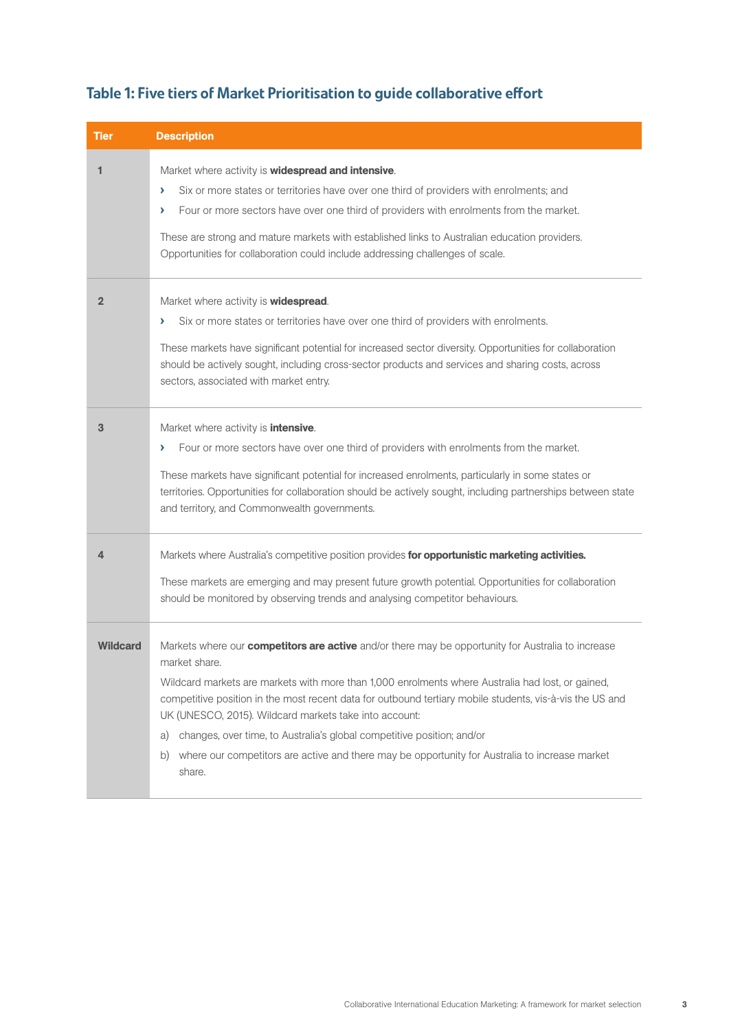### Table 1: Five tiers of Market Prioritisation to guide collaborative effort

| Tier | Description |
|---|---|
| 1 | Market where activity is **widespread and intensive**.<br>› Six or more states or territories have over one third of providers with enrolments; and<br>› Four or more sectors have over one third of providers with enrolments from the market.<br><br>These are strong and mature markets with established links to Australian education providers. Opportunities for collaboration could include addressing challenges of scale. |
| 2 | Market where activity is **widespread**.<br>› Six or more states or territories have over one third of providers with enrolments.<br><br>These markets have significant potential for increased sector diversity. Opportunities for collaboration should be actively sought, including cross-sector products and services and sharing costs, across sectors, associated with market entry. |
| 3 | Market where activity is **intensive**.<br>› Four or more sectors have over one third of providers with enrolments from the market.<br><br>These markets have significant potential for increased enrolments, particularly in some states or territories. Opportunities for collaboration should be actively sought, including partnerships between state and territory, and Commonwealth governments. |
| 4 | Markets where Australia's competitive position provides **for opportunistic marketing activities.**<br><br>These markets are emerging and may present future growth potential. Opportunities for collaboration should be monitored by observing trends and analysing competitor behaviours. |
| Wildcard | Markets where our **competitors are active** and/or there may be opportunity for Australia to increase market share.<br><br>Wildcard markets are markets with more than 1,000 enrolments where Australia had lost, or gained, competitive position in the most recent data for outbound tertiary mobile students, vis-à-vis the US and UK (UNESCO, 2015). Wildcard markets take into account:<br>a) changes, over time, to Australia's global competitive position; and/or<br>b) where our competitors are active and there may be opportunity for Australia to increase market share. |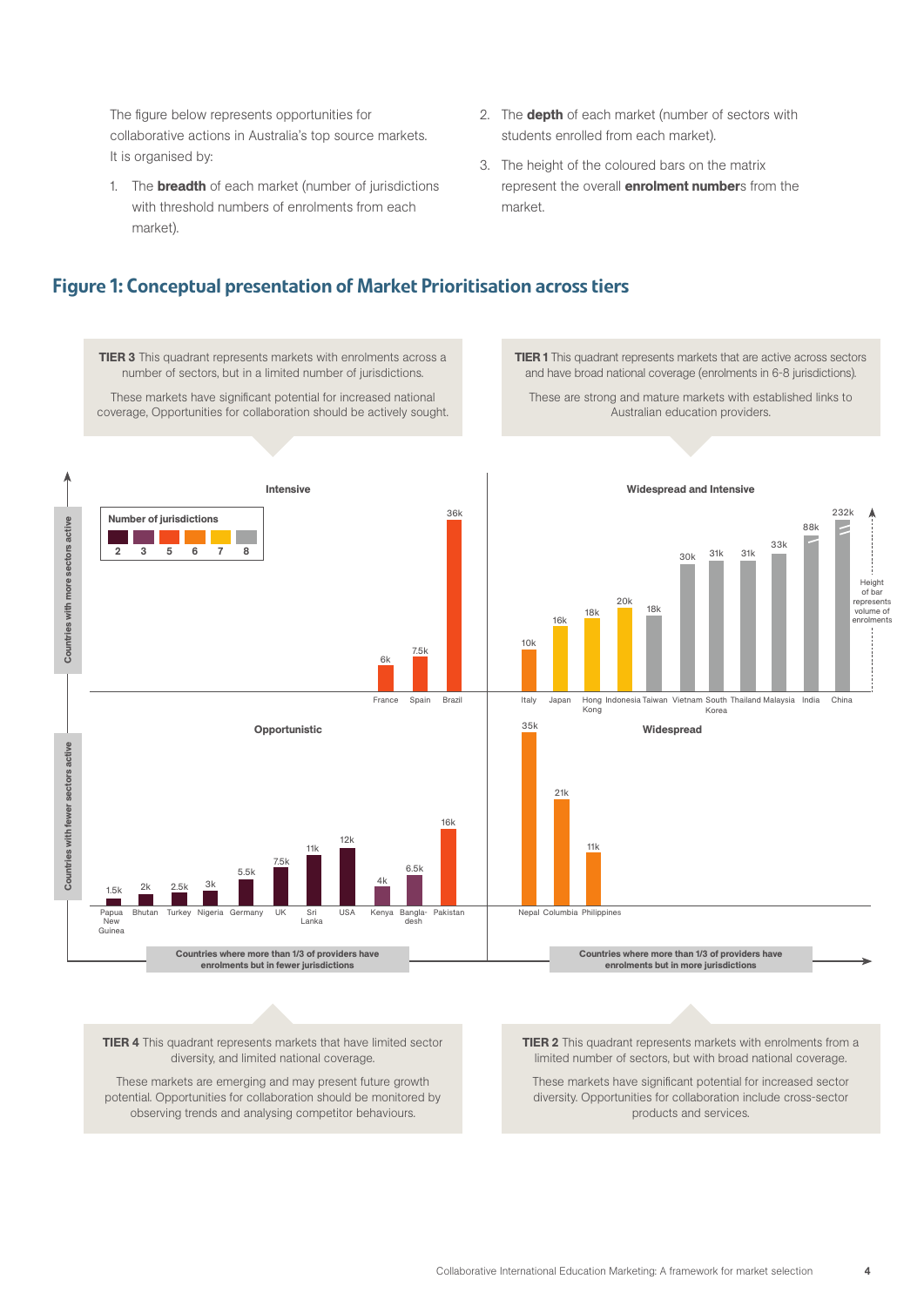The figure below represents opportunities for collaborative actions in Australia's top source markets. It is organised by:

1. The **breadth** of each market (number of jurisdictions with threshold numbers of enrolments from each market).
2. The **depth** of each market (number of sectors with students enrolled from each market).
3. The height of the coloured bars on the matrix represent the overall **enrolment number**s from the market.

## Figure 1: Conceptual presentation of Market Prioritisation across tiers

**TIER 3** This quadrant represents markets with enrolments across a number of sectors, but in a limited number of jurisdictions.

These markets have significant potential for increased national coverage, Opportunities for collaboration should be actively sought.

**TIER 1** This quadrant represents markets that are active across sectors and have broad national coverage (enrolments in 6-8 jurisdictions).

These are strong and mature markets with established links to Australian education providers.

Number of jurisdictions: 2, 3, 5, 6, 7, 8

Height of bar represents volume of enrolments

Countries with more sectors active / Countries with fewer sectors active

**Intensive**

| Country | Enrolments |
|---|---|
| France | 6k |
| Spain | 7.5k |
| Brazil | 36k |

**Widespread and Intensive**

| Country | Enrolments |
|---|---|
| Italy | 10k |
| Japan | 16k |
| Hong Kong | 18k |
| Indonesia | 20k |
| Taiwan | 18k |
| Vietnam | 30k |
| South Korea | 31k |
| Thailand | 31k |
| Malaysia | 33k |
| India | 88k |
| China | 232k |

**Opportunistic**

| Country | Enrolments |
|---|---|
| Papua New Guinea | 1.5k |
| Bhutan | 2k |
| Turkey | 2.5k |
| Nigeria | 3k |
| Germany | 5.5k |
| UK | 7.5k |
| Sri Lanka | 11k |
| USA | 12k |
| Kenya | 4k |
| Bangladesh | 6.5k |
| Pakistan | 16k |

**Widespread**

| Country | Enrolments |
|---|---|
| Nepal | 35k |
| Columbia | 21k |
| Philippines | 11k |

Countries where more than 1/3 of providers have enrolments but in fewer jurisdictions

Countries where more than 1/3 of providers have enrolments but in more jurisdictions

**TIER 4** This quadrant represents markets that have limited sector diversity, and limited national coverage.

These markets are emerging and may present future growth potential. Opportunities for collaboration should be monitored by observing trends and analysing competitor behaviours.

**TIER 2** This quadrant represents markets with enrolments from a limited number of sectors, but with broad national coverage.

These markets have significant potential for increased sector diversity. Opportunities for collaboration include cross-sector products and services.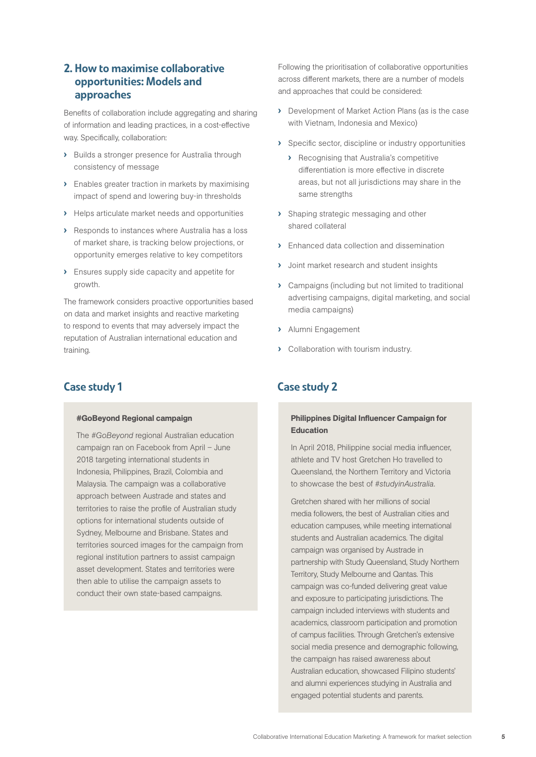## 2. How to maximise collaborative opportunities: Models and approaches

Benefits of collaboration include aggregating and sharing of information and leading practices, in a cost-effective way. Specifically, collaboration:

- Builds a stronger presence for Australia through consistency of message
- Enables greater traction in markets by maximising impact of spend and lowering buy-in thresholds
- Helps articulate market needs and opportunities
- Responds to instances where Australia has a loss of market share, is tracking below projections, or opportunity emerges relative to key competitors
- Ensures supply side capacity and appetite for growth.

The framework considers proactive opportunities based on data and market insights and reactive marketing to respond to events that may adversely impact the reputation of Australian international education and training.

Following the prioritisation of collaborative opportunities across different markets, there are a number of models and approaches that could be considered:

- Development of Market Action Plans (as is the case with Vietnam, Indonesia and Mexico)
- Specific sector, discipline or industry opportunities
  - Recognising that Australia's competitive differentiation is more effective in discrete areas, but not all jurisdictions may share in the same strengths
- Shaping strategic messaging and other shared collateral
- Enhanced data collection and dissemination
- Joint market research and student insights
- Campaigns (including but not limited to traditional advertising campaigns, digital marketing, and social media campaigns)
- Alumni Engagement
- Collaboration with tourism industry.

## Case study 1

**#GoBeyond Regional campaign**

The *#GoBeyond* regional Australian education campaign ran on Facebook from April – June 2018 targeting international students in Indonesia, Philippines, Brazil, Colombia and Malaysia. The campaign was a collaborative approach between Austrade and states and territories to raise the profile of Australian study options for international students outside of Sydney, Melbourne and Brisbane. States and territories sourced images for the campaign from regional institution partners to assist campaign asset development. States and territories were then able to utilise the campaign assets to conduct their own state-based campaigns.

## Case study 2

**Philippines Digital Influencer Campaign for Education**

In April 2018, Philippine social media influencer, athlete and TV host Gretchen Ho travelled to Queensland, the Northern Territory and Victoria to showcase the best of *#studyinAustralia*.

Gretchen shared with her millions of social media followers, the best of Australian cities and education campuses, while meeting international students and Australian academics. The digital campaign was organised by Austrade in partnership with Study Queensland, Study Northern Territory, Study Melbourne and Qantas. This campaign was co-funded delivering great value and exposure to participating jurisdictions. The campaign included interviews with students and academics, classroom participation and promotion of campus facilities. Through Gretchen's extensive social media presence and demographic following, the campaign has raised awareness about Australian education, showcased Filipino students' and alumni experiences studying in Australia and engaged potential students and parents.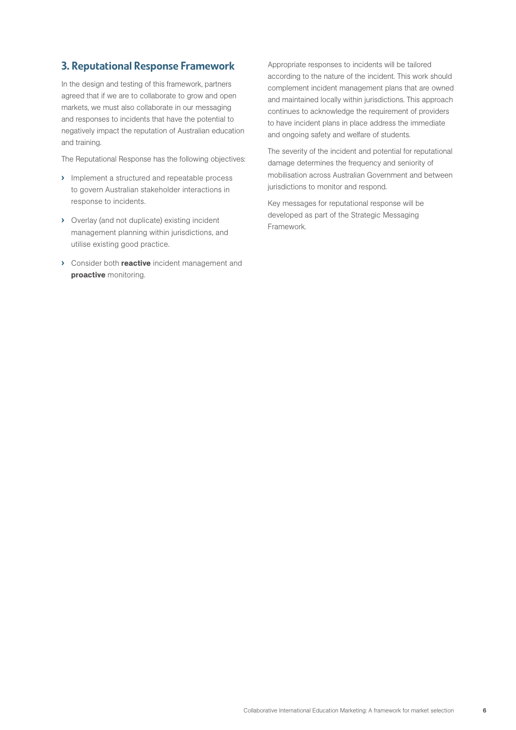## 3. Reputational Response Framework

In the design and testing of this framework, partners agreed that if we are to collaborate to grow and open markets, we must also collaborate in our messaging and responses to incidents that have the potential to negatively impact the reputation of Australian education and training.

The Reputational Response has the following objectives:

- Implement a structured and repeatable process to govern Australian stakeholder interactions in response to incidents.
- Overlay (and not duplicate) existing incident management planning within jurisdictions, and utilise existing good practice.
- Consider both **reactive** incident management and **proactive** monitoring.

Appropriate responses to incidents will be tailored according to the nature of the incident. This work should complement incident management plans that are owned and maintained locally within jurisdictions. This approach continues to acknowledge the requirement of providers to have incident plans in place address the immediate and ongoing safety and welfare of students.

The severity of the incident and potential for reputational damage determines the frequency and seniority of mobilisation across Australian Government and between jurisdictions to monitor and respond.

Key messages for reputational response will be developed as part of the Strategic Messaging Framework.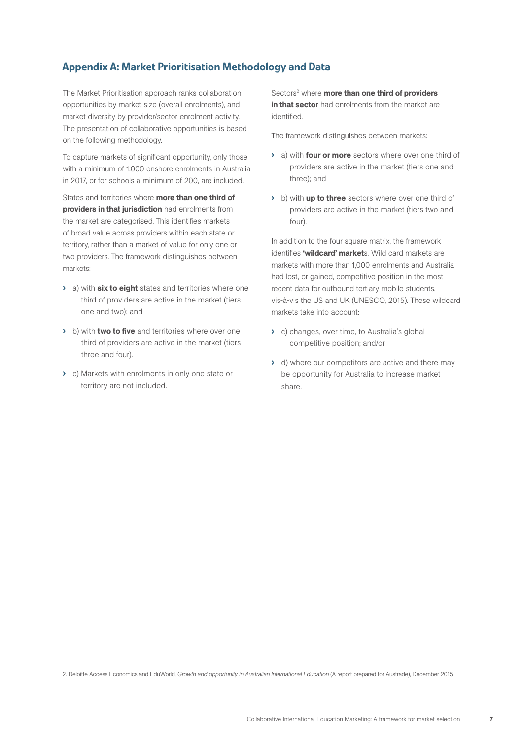## Appendix A: Market Prioritisation Methodology and Data

The Market Prioritisation approach ranks collaboration opportunities by market size (overall enrolments), and market diversity by provider/sector enrolment activity. The presentation of collaborative opportunities is based on the following methodology.

To capture markets of significant opportunity, only those with a minimum of 1,000 onshore enrolments in Australia in 2017, or for schools a minimum of 200, are included.

States and territories where **more than one third of providers in that jurisdiction** had enrolments from the market are categorised. This identifies markets of broad value across providers within each state or territory, rather than a market of value for only one or two providers. The framework distinguishes between markets:

- a) with **six to eight** states and territories where one third of providers are active in the market (tiers one and two); and
- b) with **two to five** and territories where over one third of providers are active in the market (tiers three and four).
- c) Markets with enrolments in only one state or territory are not included.

Sectors[2] where **more than one third of providers in that sector** had enrolments from the market are identified.

The framework distinguishes between markets:

- a) with **four or more** sectors where over one third of providers are active in the market (tiers one and three); and
- b) with **up to three** sectors where over one third of providers are active in the market (tiers two and four).

In addition to the four square matrix, the framework identifies **'wildcard' market**s. Wild card markets are markets with more than 1,000 enrolments and Australia had lost, or gained, competitive position in the most recent data for outbound tertiary mobile students, vis-à-vis the US and UK (UNESCO, 2015). These wildcard markets take into account:

- c) changes, over time, to Australia's global competitive position; and/or
- d) where our competitors are active and there may be opportunity for Australia to increase market share.

---

2. Deloitte Access Economics and EduWorld, *Growth and opportunity in Australian International Education* (A report prepared for Austrade), December 2015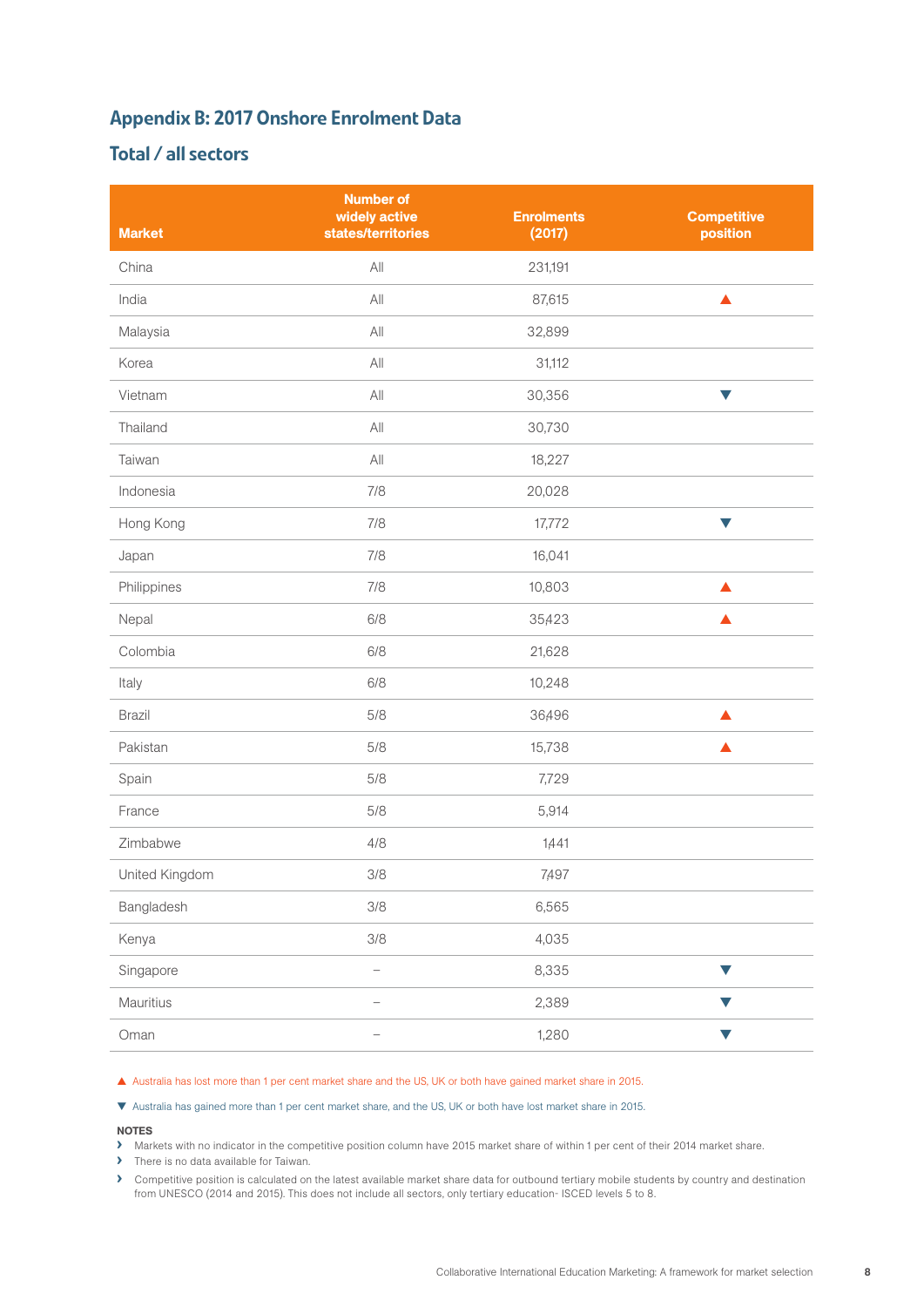## Appendix B: 2017 Onshore Enrolment Data

### Total / all sectors

| Market | Number of widely active states/territories | Enrolments (2017) | Competitive position |
|---|---|---|---|
| China | All | 231,191 | |
| India | All | 87,615 | ▲ |
| Malaysia | All | 32,899 | |
| Korea | All | 31,112 | |
| Vietnam | All | 30,356 | ▼ |
| Thailand | All | 30,730 | |
| Taiwan | All | 18,227 | |
| Indonesia | 7/8 | 20,028 | |
| Hong Kong | 7/8 | 17,772 | ▼ |
| Japan | 7/8 | 16,041 | |
| Philippines | 7/8 | 10,803 | ▲ |
| Nepal | 6/8 | 35,423 | ▲ |
| Colombia | 6/8 | 21,628 | |
| Italy | 6/8 | 10,248 | |
| Brazil | 5/8 | 36,496 | ▲ |
| Pakistan | 5/8 | 15,738 | ▲ |
| Spain | 5/8 | 7,729 | |
| France | 5/8 | 5,914 | |
| Zimbabwe | 4/8 | 1,441 | |
| United Kingdom | 3/8 | 7,497 | |
| Bangladesh | 3/8 | 6,565 | |
| Kenya | 3/8 | 4,035 | |
| Singapore | – | 8,335 | ▼ |
| Mauritius | – | 2,389 | ▼ |
| Oman | – | 1,280 | ▼ |

▲ Australia has lost more than 1 per cent market share and the US, UK or both have gained market share in 2015.

▼ Australia has gained more than 1 per cent market share, and the US, UK or both have lost market share in 2015.

**NOTES**

- Markets with no indicator in the competitive position column have 2015 market share of within 1 per cent of their 2014 market share.
- There is no data available for Taiwan.
- Competitive position is calculated on the latest available market share data for outbound tertiary mobile students by country and destination from UNESCO (2014 and 2015). This does not include all sectors, only tertiary education- ISCED levels 5 to 8.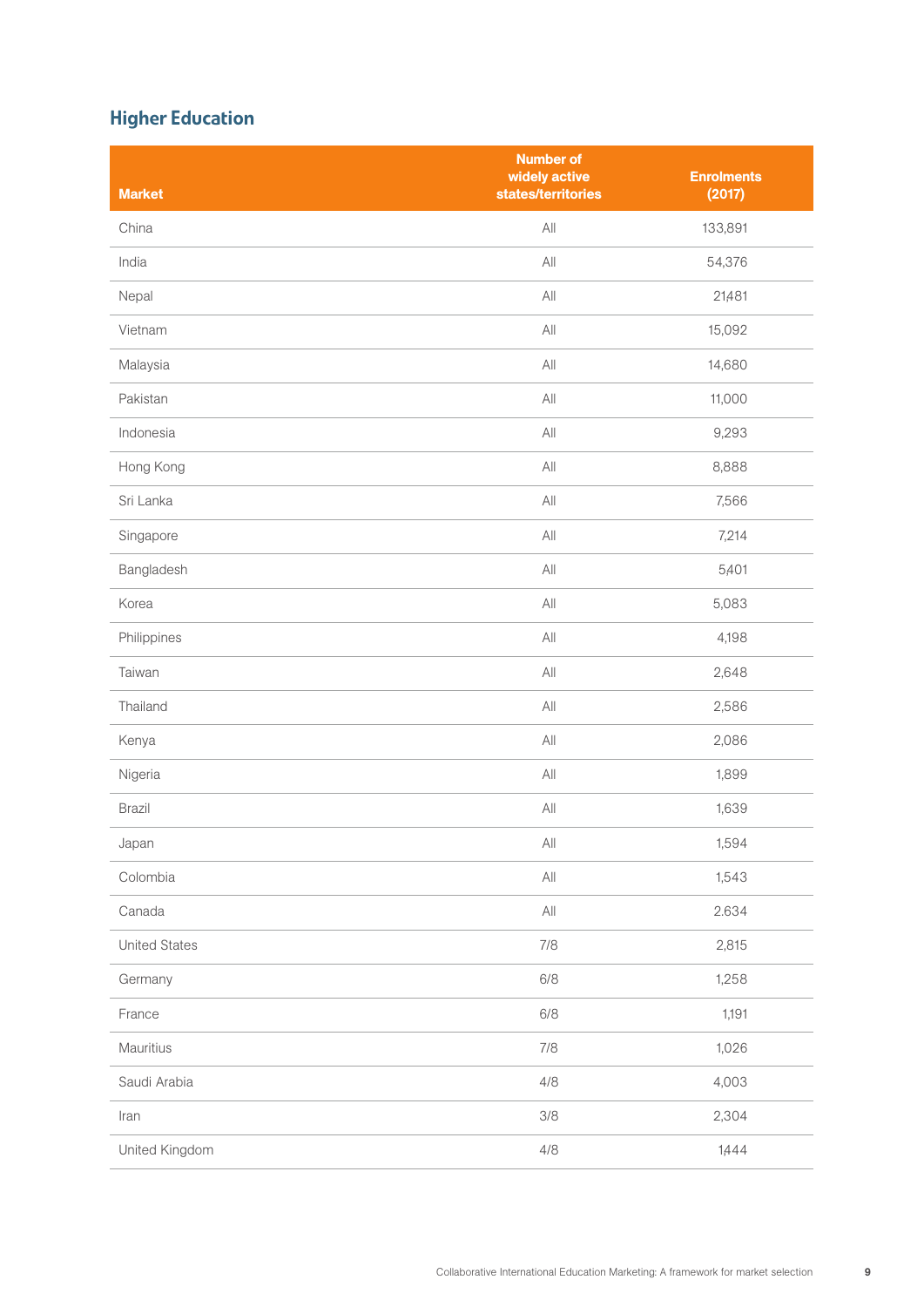## Higher Education

| Market | Number of widely active states/territories | Enrolments (2017) |
| --- | --- | --- |
| China | All | 133,891 |
| India | All | 54,376 |
| Nepal | All | 21,481 |
| Vietnam | All | 15,092 |
| Malaysia | All | 14,680 |
| Pakistan | All | 11,000 |
| Indonesia | All | 9,293 |
| Hong Kong | All | 8,888 |
| Sri Lanka | All | 7,566 |
| Singapore | All | 7,214 |
| Bangladesh | All | 5,401 |
| Korea | All | 5,083 |
| Philippines | All | 4,198 |
| Taiwan | All | 2,648 |
| Thailand | All | 2,586 |
| Kenya | All | 2,086 |
| Nigeria | All | 1,899 |
| Brazil | All | 1,639 |
| Japan | All | 1,594 |
| Colombia | All | 1,543 |
| Canada | All | 2.634 |
| United States | 7/8 | 2,815 |
| Germany | 6/8 | 1,258 |
| France | 6/8 | 1,191 |
| Mauritius | 7/8 | 1,026 |
| Saudi Arabia | 4/8 | 4,003 |
| Iran | 3/8 | 2,304 |
| United Kingdom | 4/8 | 1,444 |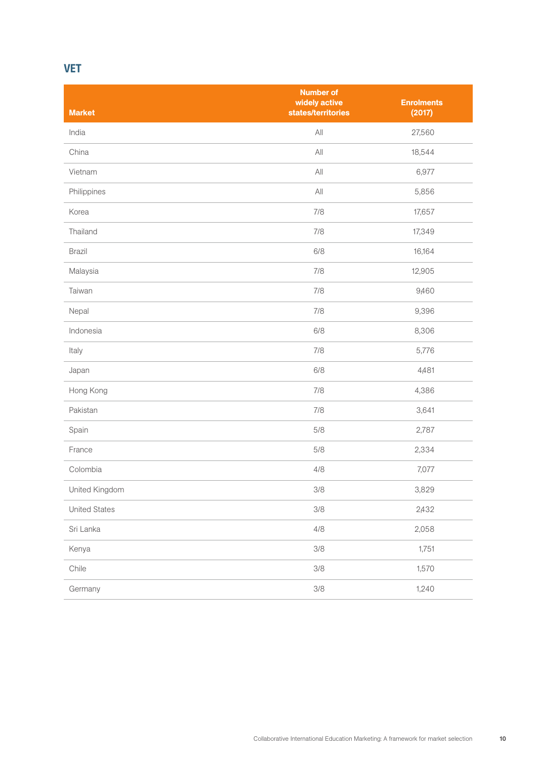## VET

| Market | Number of widely active states/territories | Enrolments (2017) |
|---|---|---|
| India | All | 27,560 |
| China | All | 18,544 |
| Vietnam | All | 6,977 |
| Philippines | All | 5,856 |
| Korea | 7/8 | 17,657 |
| Thailand | 7/8 | 17,349 |
| Brazil | 6/8 | 16,164 |
| Malaysia | 7/8 | 12,905 |
| Taiwan | 7/8 | 9,460 |
| Nepal | 7/8 | 9,396 |
| Indonesia | 6/8 | 8,306 |
| Italy | 7/8 | 5,776 |
| Japan | 6/8 | 4,481 |
| Hong Kong | 7/8 | 4,386 |
| Pakistan | 7/8 | 3,641 |
| Spain | 5/8 | 2,787 |
| France | 5/8 | 2,334 |
| Colombia | 4/8 | 7,077 |
| United Kingdom | 3/8 | 3,829 |
| United States | 3/8 | 2,432 |
| Sri Lanka | 4/8 | 2,058 |
| Kenya | 3/8 | 1,751 |
| Chile | 3/8 | 1,570 |
| Germany | 3/8 | 1,240 |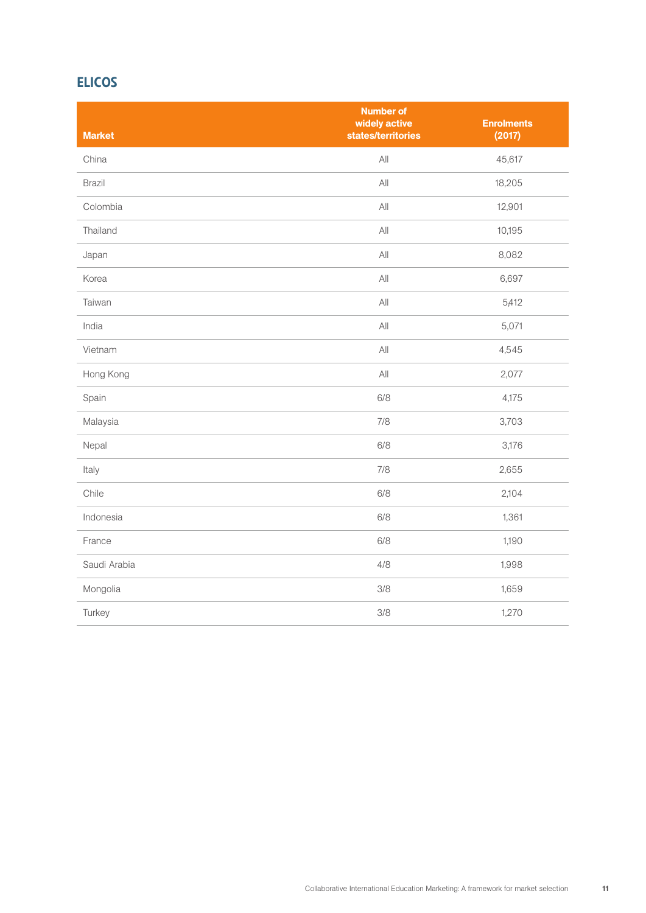## ELICOS

| Market | Number of widely active states/territories | Enrolments (2017) |
|---|---|---|
| China | All | 45,617 |
| Brazil | All | 18,205 |
| Colombia | All | 12,901 |
| Thailand | All | 10,195 |
| Japan | All | 8,082 |
| Korea | All | 6,697 |
| Taiwan | All | 5,412 |
| India | All | 5,071 |
| Vietnam | All | 4,545 |
| Hong Kong | All | 2,077 |
| Spain | 6/8 | 4,175 |
| Malaysia | 7/8 | 3,703 |
| Nepal | 6/8 | 3,176 |
| Italy | 7/8 | 2,655 |
| Chile | 6/8 | 2,104 |
| Indonesia | 6/8 | 1,361 |
| France | 6/8 | 1,190 |
| Saudi Arabia | 4/8 | 1,998 |
| Mongolia | 3/8 | 1,659 |
| Turkey | 3/8 | 1,270 |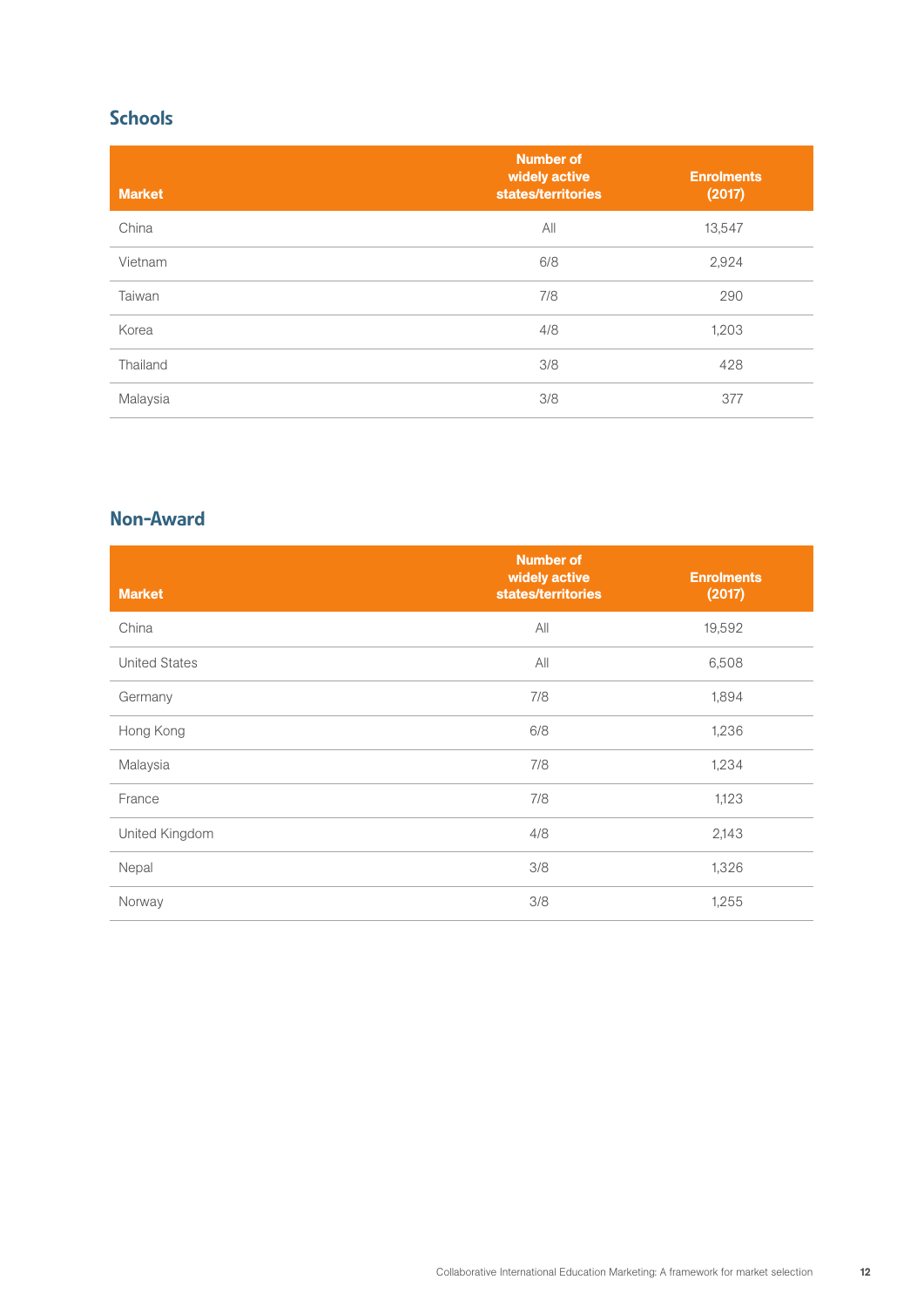## Schools

| Market | Number of widely active states/territories | Enrolments (2017) |
|---|---|---|
| China | All | 13,547 |
| Vietnam | 6/8 | 2,924 |
| Taiwan | 7/8 | 290 |
| Korea | 4/8 | 1,203 |
| Thailand | 3/8 | 428 |
| Malaysia | 3/8 | 377 |

## Non-Award

| Market | Number of widely active states/territories | Enrolments (2017) |
|---|---|---|
| China | All | 19,592 |
| United States | All | 6,508 |
| Germany | 7/8 | 1,894 |
| Hong Kong | 6/8 | 1,236 |
| Malaysia | 7/8 | 1,234 |
| France | 7/8 | 1,123 |
| United Kingdom | 4/8 | 2,143 |
| Nepal | 3/8 | 1,326 |
| Norway | 3/8 | 1,255 |